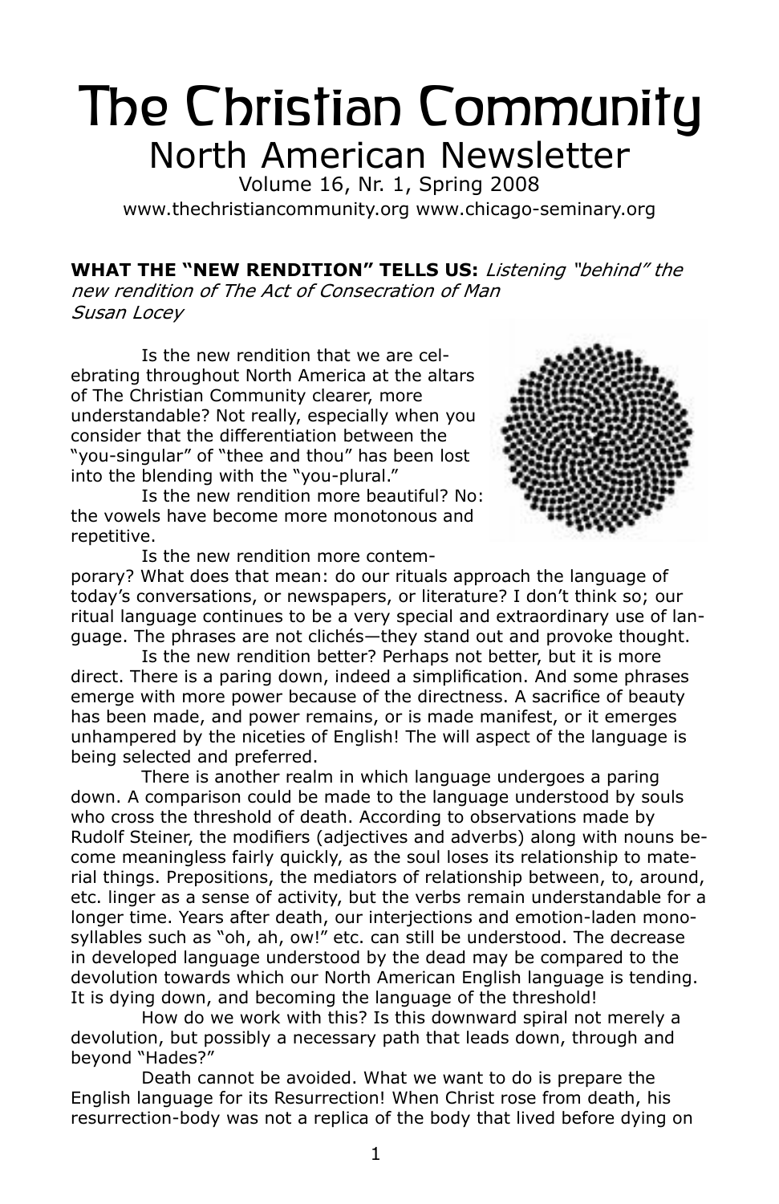# The Christian Community

## North American Newsletter

Volume 16, Nr. 1, Spring 2008

www.thechristiancommunity.org www.chicago-seminary.org

**WHAT THE "NEW RENDITION" TELLS US:** *Listening "behind" the new rendition of The Act of Consecration of Man*
*Susan Locey*

Is the new rendition that we are celebrating throughout North America at the altars of The Christian Community clearer, more understandable? Not really, especially when you consider that the differentiation between the "you-singular" of "thee and thou" has been lost into the blending with the "you-plural."

Is the new rendition more beautiful? No: the vowels have become more monotonous and repetitive.

Is the new rendition more contemporary? What does that mean: do our rituals approach the language of today's conversations, or newspapers, or literature? I don't think so; our ritual language continues to be a very special and extraordinary use of language. The phrases are not clichés—they stand out and provoke thought.

Is the new rendition better? Perhaps not better, but it is more direct. There is a paring down, indeed a simplification. And some phrases emerge with more power because of the directness. A sacrifice of beauty has been made, and power remains, or is made manifest, or it emerges unhampered by the niceties of English! The will aspect of the language is being selected and preferred.

There is another realm in which language undergoes a paring down. A comparison could be made to the language understood by souls who cross the threshold of death. According to observations made by Rudolf Steiner, the modifiers (adjectives and adverbs) along with nouns become meaningless fairly quickly, as the soul loses its relationship to material things. Prepositions, the mediators of relationship between, to, around, etc. linger as a sense of activity, but the verbs remain understandable for a longer time. Years after death, our interjections and emotion-laden monosyllables such as "oh, ah, ow!" etc. can still be understood. The decrease in developed language understood by the dead may be compared to the devolution towards which our North American English language is tending. It is dying down, and becoming the language of the threshold!

How do we work with this? Is this downward spiral not merely a devolution, but possibly a necessary path that leads down, through and beyond "Hades?"

Death cannot be avoided. What we want to do is prepare the English language for its Resurrection! When Christ rose from death, his resurrection-body was not a replica of the body that lived before dying on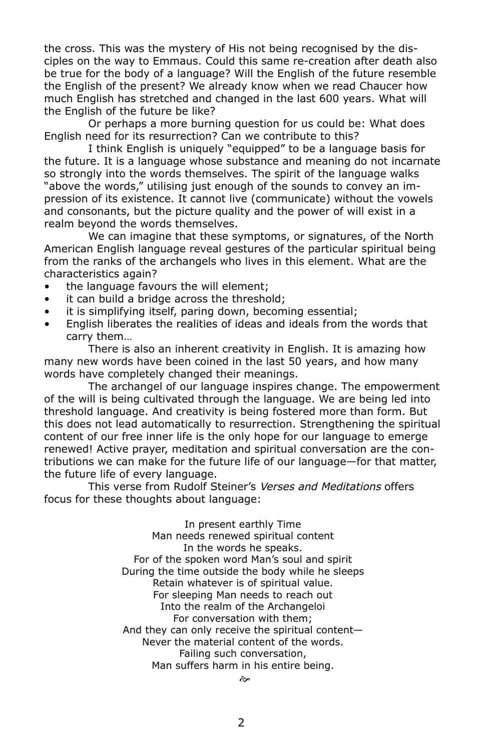the cross. This was the mystery of His not being recognised by the disciples on the way to Emmaus. Could this same re-creation after death also be true for the body of a language? Will the English of the future resemble the English of the present? We already know when we read Chaucer how much English has stretched and changed in the last 600 years. What will the English of the future be like?

Or perhaps a more burning question for us could be: What does English need for its resurrection? Can we contribute to this?

I think English is uniquely "equipped" to be a language basis for the future. It is a language whose substance and meaning do not incarnate so strongly into the words themselves. The spirit of the language walks "above the words," utilising just enough of the sounds to convey an impression of its existence. It cannot live (communicate) without the vowels and consonants, but the picture quality and the power of will exist in a realm beyond the words themselves.

We can imagine that these symptoms, or signatures, of the North American English language reveal gestures of the particular spiritual being from the ranks of the archangels who lives in this element. What are the characteristics again?

- the language favours the will element;
- it can build a bridge across the threshold;
- it is simplifying itself, paring down, becoming essential;
- English liberates the realities of ideas and ideals from the words that carry them…

There is also an inherent creativity in English. It is amazing how many new words have been coined in the last 50 years, and how many words have completely changed their meanings.

The archangel of our language inspires change. The empowerment of the will is being cultivated through the language. We are being led into threshold language. And creativity is being fostered more than form. But this does not lead automatically to resurrection. Strengthening the spiritual content of our free inner life is the only hope for our language to emerge renewed! Active prayer, meditation and spiritual conversation are the contributions we can make for the future life of our language—for that matter, the future life of every language.

This verse from Rudolf Steiner's *Verses and Meditations* offers focus for these thoughts about language:

In present earthly Time
Man needs renewed spiritual content
In the words he speaks.
For of the spoken word Man's soul and spirit
During the time outside the body while he sleeps
Retain whatever is of spiritual value.
For sleeping Man needs to reach out
Into the realm of the Archangeloi
For conversation with them;
And they can only receive the spiritual content—
Never the material content of the words.
Failing such conversation,
Man suffers harm in his entire being.

☙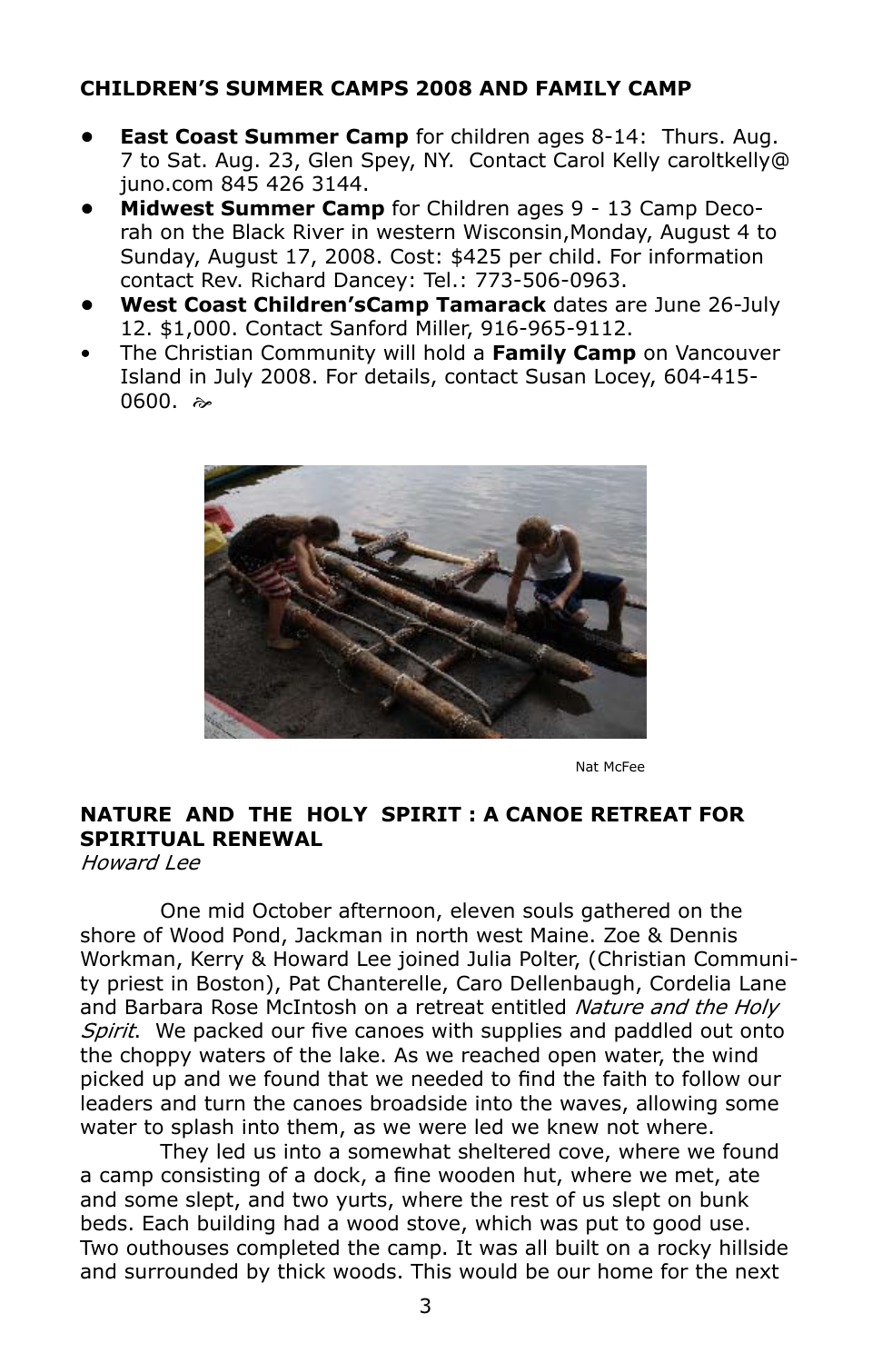**CHILDREN'S SUMMER CAMPS 2008 AND FAMILY CAMP**

- **East Coast Summer Camp** for children ages 8-14: Thurs. Aug. 7 to Sat. Aug. 23, Glen Spey, NY. Contact Carol Kelly caroltkelly@juno.com 845 426 3144.
- **Midwest Summer Camp** for Children ages 9 - 13 Camp Decorah on the Black River in western Wisconsin,Monday, August 4 to Sunday, August 17, 2008. Cost: $425 per child. For information contact Rev. Richard Dancey: Tel.: 773-506-0963.
- **West Coast Children'sCamp Tamarack** dates are June 26-July 12. $1,000. Contact Sanford Miller, 916-965-9112.
- The Christian Community will hold a **Family Camp** on Vancouver Island in July 2008. For details, contact Susan Locey, 604-415-0600.

Nat McFee

**NATURE AND THE HOLY SPIRIT : A CANOE RETREAT FOR SPIRITUAL RENEWAL**

*Howard Lee*

One mid October afternoon, eleven souls gathered on the shore of Wood Pond, Jackman in north west Maine. Zoe & Dennis Workman, Kerry & Howard Lee joined Julia Polter, (Christian Community priest in Boston), Pat Chanterelle, Caro Dellenbaugh, Cordelia Lane and Barbara Rose McIntosh on a retreat entitled *Nature and the Holy Spirit*. We packed our five canoes with supplies and paddled out onto the choppy waters of the lake. As we reached open water, the wind picked up and we found that we needed to find the faith to follow our leaders and turn the canoes broadside into the waves, allowing some water to splash into them, as we were led we knew not where.

They led us into a somewhat sheltered cove, where we found a camp consisting of a dock, a fine wooden hut, where we met, ate and some slept, and two yurts, where the rest of us slept on bunk beds. Each building had a wood stove, which was put to good use. Two outhouses completed the camp. It was all built on a rocky hillside and surrounded by thick woods. This would be our home for the next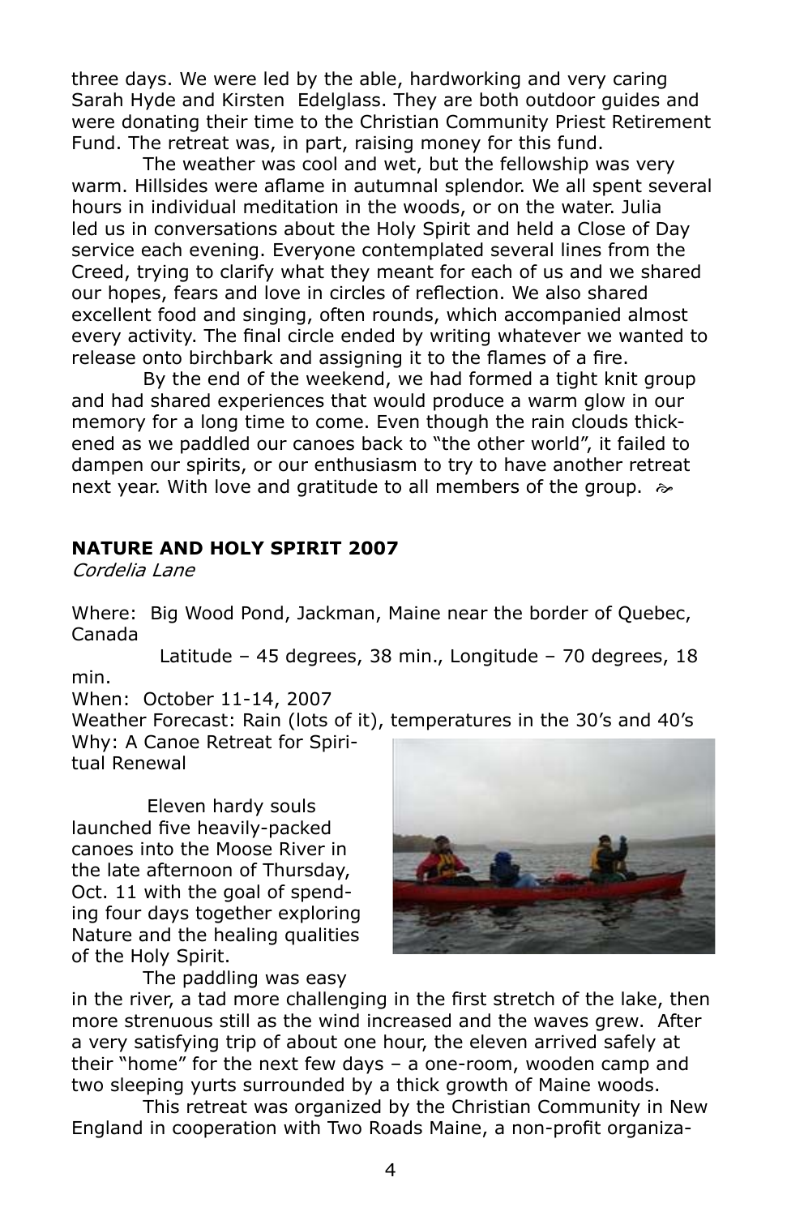three days. We were led by the able, hardworking and very caring Sarah Hyde and Kirsten Edelglass. They are both outdoor guides and were donating their time to the Christian Community Priest Retirement Fund. The retreat was, in part, raising money for this fund.

The weather was cool and wet, but the fellowship was very warm. Hillsides were aflame in autumnal splendor. We all spent several hours in individual meditation in the woods, or on the water. Julia led us in conversations about the Holy Spirit and held a Close of Day service each evening. Everyone contemplated several lines from the Creed, trying to clarify what they meant for each of us and we shared our hopes, fears and love in circles of reflection. We also shared excellent food and singing, often rounds, which accompanied almost every activity. The final circle ended by writing whatever we wanted to release onto birchbark and assigning it to the flames of a fire.

By the end of the weekend, we had formed a tight knit group and had shared experiences that would produce a warm glow in our memory for a long time to come. Even though the rain clouds thickened as we paddled our canoes back to "the other world", it failed to dampen our spirits, or our enthusiasm to try to have another retreat next year. With love and gratitude to all members of the group.

## NATURE AND HOLY SPIRIT 2007

*Cordelia Lane*

Where: Big Wood Pond, Jackman, Maine near the border of Quebec, Canada

Latitude – 45 degrees, 38 min., Longitude – 70 degrees, 18 min.

When: October 11-14, 2007

Weather Forecast: Rain (lots of it), temperatures in the 30's and 40's

Why: A Canoe Retreat for Spiritual Renewal

Eleven hardy souls launched five heavily-packed canoes into the Moose River in the late afternoon of Thursday, Oct. 11 with the goal of spending four days together exploring Nature and the healing qualities of the Holy Spirit.

The paddling was easy in the river, a tad more challenging in the first stretch of the lake, then more strenuous still as the wind increased and the waves grew. After a very satisfying trip of about one hour, the eleven arrived safely at their "home" for the next few days – a one-room, wooden camp and two sleeping yurts surrounded by a thick growth of Maine woods.

This retreat was organized by the Christian Community in New England in cooperation with Two Roads Maine, a non-profit organiza-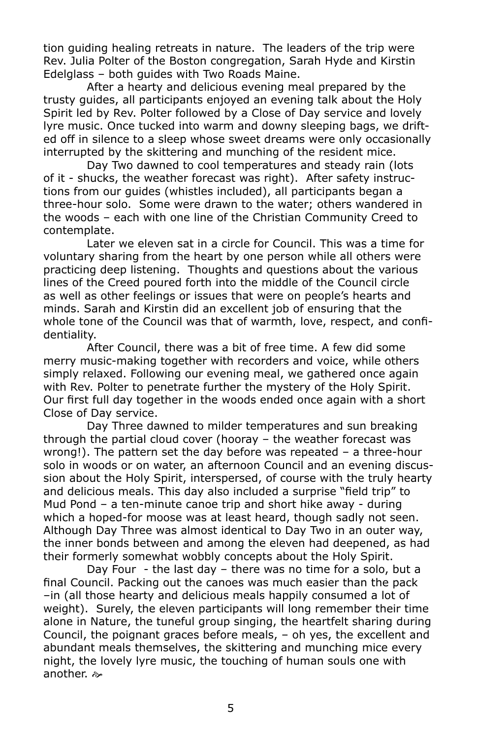tion guiding healing retreats in nature. The leaders of the trip were Rev. Julia Polter of the Boston congregation, Sarah Hyde and Kirstin Edelglass – both guides with Two Roads Maine.

After a hearty and delicious evening meal prepared by the trusty guides, all participants enjoyed an evening talk about the Holy Spirit led by Rev. Polter followed by a Close of Day service and lovely lyre music. Once tucked into warm and downy sleeping bags, we drifted off in silence to a sleep whose sweet dreams were only occasionally interrupted by the skittering and munching of the resident mice.

Day Two dawned to cool temperatures and steady rain (lots of it - shucks, the weather forecast was right). After safety instructions from our guides (whistles included), all participants began a three-hour solo. Some were drawn to the water; others wandered in the woods – each with one line of the Christian Community Creed to contemplate.

Later we eleven sat in a circle for Council. This was a time for voluntary sharing from the heart by one person while all others were practicing deep listening. Thoughts and questions about the various lines of the Creed poured forth into the middle of the Council circle as well as other feelings or issues that were on people's hearts and minds. Sarah and Kirstin did an excellent job of ensuring that the whole tone of the Council was that of warmth, love, respect, and confidentiality.

After Council, there was a bit of free time. A few did some merry music-making together with recorders and voice, while others simply relaxed. Following our evening meal, we gathered once again with Rev. Polter to penetrate further the mystery of the Holy Spirit. Our first full day together in the woods ended once again with a short Close of Day service.

Day Three dawned to milder temperatures and sun breaking through the partial cloud cover (hooray – the weather forecast was wrong!). The pattern set the day before was repeated – a three-hour solo in woods or on water, an afternoon Council and an evening discussion about the Holy Spirit, interspersed, of course with the truly hearty and delicious meals. This day also included a surprise "field trip" to Mud Pond – a ten-minute canoe trip and short hike away - during which a hoped-for moose was at least heard, though sadly not seen. Although Day Three was almost identical to Day Two in an outer way, the inner bonds between and among the eleven had deepened, as had their formerly somewhat wobbly concepts about the Holy Spirit.

Day Four - the last day – there was no time for a solo, but a final Council. Packing out the canoes was much easier than the pack –in (all those hearty and delicious meals happily consumed a lot of weight). Surely, the eleven participants will long remember their time alone in Nature, the tuneful group singing, the heartfelt sharing during Council, the poignant graces before meals, – oh yes, the excellent and abundant meals themselves, the skittering and munching mice every night, the lovely lyre music, the touching of human souls one with another. ☙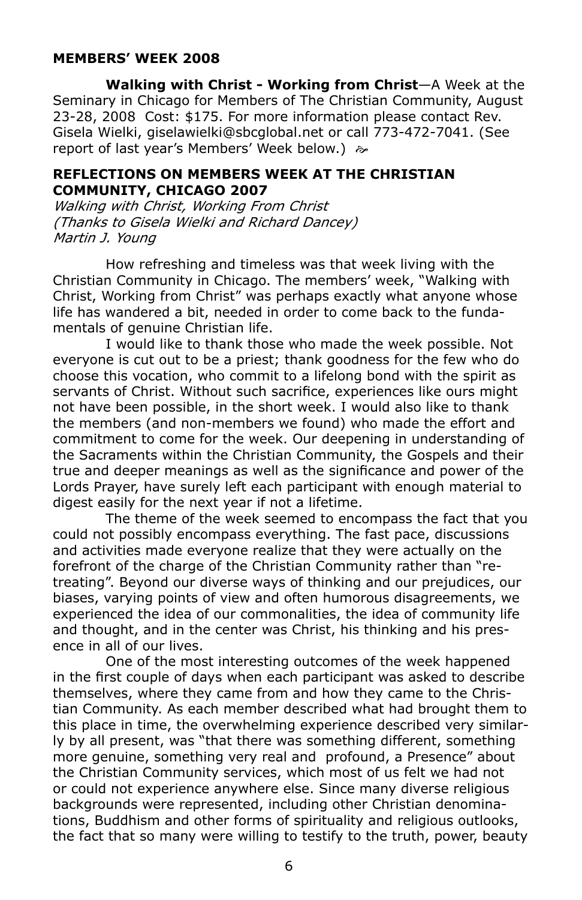**MEMBERS' WEEK 2008**

**Walking with Christ - Working from Christ**—A Week at the Seminary in Chicago for Members of The Christian Community, August 23-28, 2008 Cost: $175. For more information please contact Rev. Gisela Wielki, giselawielki@sbcglobal.net or call 773-472-7041. (See report of last year's Members' Week below.) ☙

**REFLECTIONS ON MEMBERS WEEK AT THE CHRISTIAN COMMUNITY, CHICAGO 2007**

*Walking with Christ, Working From Christ*
*(Thanks to Gisela Wielki and Richard Dancey)*
*Martin J. Young*

How refreshing and timeless was that week living with the Christian Community in Chicago. The members' week, "Walking with Christ, Working from Christ" was perhaps exactly what anyone whose life has wandered a bit, needed in order to come back to the fundamentals of genuine Christian life.

I would like to thank those who made the week possible. Not everyone is cut out to be a priest; thank goodness for the few who do choose this vocation, who commit to a lifelong bond with the spirit as servants of Christ. Without such sacrifice, experiences like ours might not have been possible, in the short week. I would also like to thank the members (and non-members we found) who made the effort and commitment to come for the week. Our deepening in understanding of the Sacraments within the Christian Community, the Gospels and their true and deeper meanings as well as the significance and power of the Lords Prayer, have surely left each participant with enough material to digest easily for the next year if not a lifetime.

The theme of the week seemed to encompass the fact that you could not possibly encompass everything. The fast pace, discussions and activities made everyone realize that they were actually on the forefront of the charge of the Christian Community rather than "retreating". Beyond our diverse ways of thinking and our prejudices, our biases, varying points of view and often humorous disagreements, we experienced the idea of our commonalities, the idea of community life and thought, and in the center was Christ, his thinking and his presence in all of our lives.

One of the most interesting outcomes of the week happened in the first couple of days when each participant was asked to describe themselves, where they came from and how they came to the Christian Community. As each member described what had brought them to this place in time, the overwhelming experience described very similarly by all present, was "that there was something different, something more genuine, something very real and profound, a Presence" about the Christian Community services, which most of us felt we had not or could not experience anywhere else. Since many diverse religious backgrounds were represented, including other Christian denominations, Buddhism and other forms of spirituality and religious outlooks, the fact that so many were willing to testify to the truth, power, beauty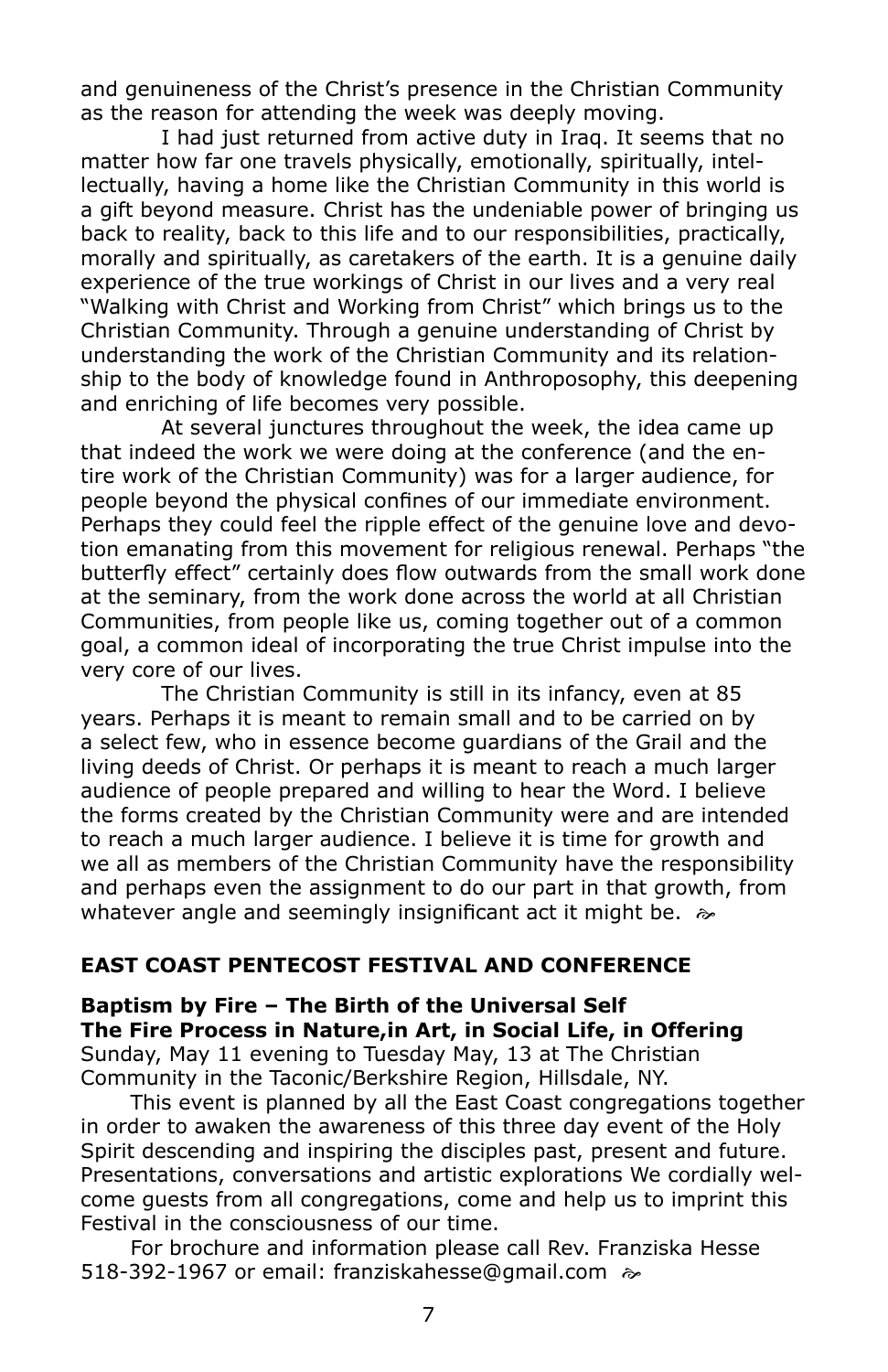and genuineness of the Christ's presence in the Christian Community as the reason for attending the week was deeply moving.

I had just returned from active duty in Iraq. It seems that no matter how far one travels physically, emotionally, spiritually, intellectually, having a home like the Christian Community in this world is a gift beyond measure. Christ has the undeniable power of bringing us back to reality, back to this life and to our responsibilities, practically, morally and spiritually, as caretakers of the earth. It is a genuine daily experience of the true workings of Christ in our lives and a very real "Walking with Christ and Working from Christ" which brings us to the Christian Community. Through a genuine understanding of Christ by understanding the work of the Christian Community and its relationship to the body of knowledge found in Anthroposophy, this deepening and enriching of life becomes very possible.

At several junctures throughout the week, the idea came up that indeed the work we were doing at the conference (and the entire work of the Christian Community) was for a larger audience, for people beyond the physical confines of our immediate environment. Perhaps they could feel the ripple effect of the genuine love and devotion emanating from this movement for religious renewal. Perhaps "the butterfly effect" certainly does flow outwards from the small work done at the seminary, from the work done across the world at all Christian Communities, from people like us, coming together out of a common goal, a common ideal of incorporating the true Christ impulse into the very core of our lives.

The Christian Community is still in its infancy, even at 85 years. Perhaps it is meant to remain small and to be carried on by a select few, who in essence become guardians of the Grail and the living deeds of Christ. Or perhaps it is meant to reach a much larger audience of people prepared and willing to hear the Word. I believe the forms created by the Christian Community were and are intended to reach a much larger audience. I believe it is time for growth and we all as members of the Christian Community have the responsibility and perhaps even the assignment to do our part in that growth, from whatever angle and seemingly insignificant act it might be. ❧

## EAST COAST PENTECOST FESTIVAL AND CONFERENCE

**Baptism by Fire – The Birth of the Universal Self**
**The Fire Process in Nature,in Art, in Social Life, in Offering**
Sunday, May 11 evening to Tuesday May, 13 at The Christian Community in the Taconic/Berkshire Region, Hillsdale, NY.

This event is planned by all the East Coast congregations together in order to awaken the awareness of this three day event of the Holy Spirit descending and inspiring the disciples past, present and future. Presentations, conversations and artistic explorations We cordially welcome guests from all congregations, come and help us to imprint this Festival in the consciousness of our time.

For brochure and information please call Rev. Franziska Hesse 518-392-1967 or email: franziskahesse@gmail.com ❧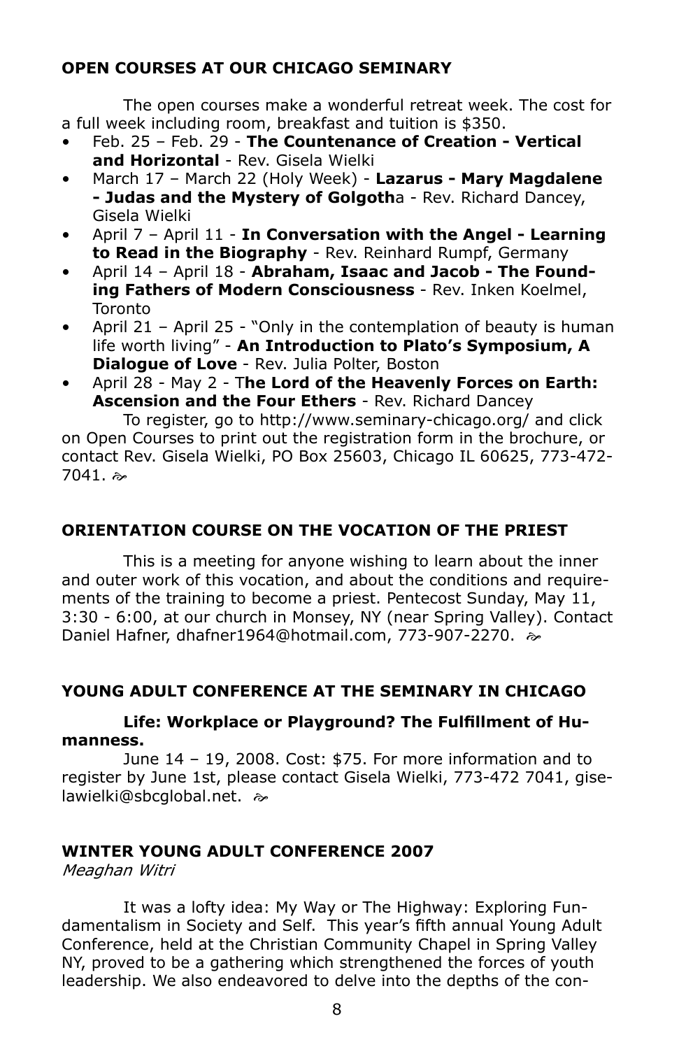## OPEN COURSES AT OUR CHICAGO SEMINARY

The open courses make a wonderful retreat week. The cost for a full week including room, breakfast and tuition is $350.

- Feb. 25 – Feb. 29 - **The Countenance of Creation - Vertical and Horizontal** - Rev. Gisela Wielki
- March 17 – March 22 (Holy Week) - **Lazarus - Mary Magdalene - Judas and the Mystery of Golgotha** - Rev. Richard Dancey, Gisela Wielki
- April 7 – April 11 - **In Conversation with the Angel - Learning to Read in the Biography** - Rev. Reinhard Rumpf, Germany
- April 14 – April 18 - **Abraham, Isaac and Jacob - The Founding Fathers of Modern Consciousness** - Rev. Inken Koelmel, Toronto
- April 21 – April 25 - "Only in the contemplation of beauty is human life worth living" - **An Introduction to Plato's Symposium, A Dialogue of Love** - Rev. Julia Polter, Boston
- April 28 - May 2 - **The Lord of the Heavenly Forces on Earth: Ascension and the Four Ethers** - Rev. Richard Dancey

To register, go to http://www.seminary-chicago.org/ and click on Open Courses to print out the registration form in the brochure, or contact Rev. Gisela Wielki, PO Box 25603, Chicago IL 60625, 773-472-7041. ☙

## ORIENTATION COURSE ON THE VOCATION OF THE PRIEST

This is a meeting for anyone wishing to learn about the inner and outer work of this vocation, and about the conditions and requirements of the training to become a priest. Pentecost Sunday, May 11, 3:30 - 6:00, at our church in Monsey, NY (near Spring Valley). Contact Daniel Hafner, dhafner1964@hotmail.com, 773-907-2270. ☙

## YOUNG ADULT CONFERENCE AT THE SEMINARY IN CHICAGO

**Life: Workplace or Playground? The Fulfillment of Humanness.**

June 14 – 19, 2008. Cost: $75. For more information and to register by June 1st, please contact Gisela Wielki, 773-472 7041, giselawielki@sbcglobal.net. ☙

## WINTER YOUNG ADULT CONFERENCE 2007

*Meaghan Witri*

It was a lofty idea: My Way or The Highway: Exploring Fundamentalism in Society and Self. This year's fifth annual Young Adult Conference, held at the Christian Community Chapel in Spring Valley NY, proved to be a gathering which strengthened the forces of youth leadership. We also endeavored to delve into the depths of the con-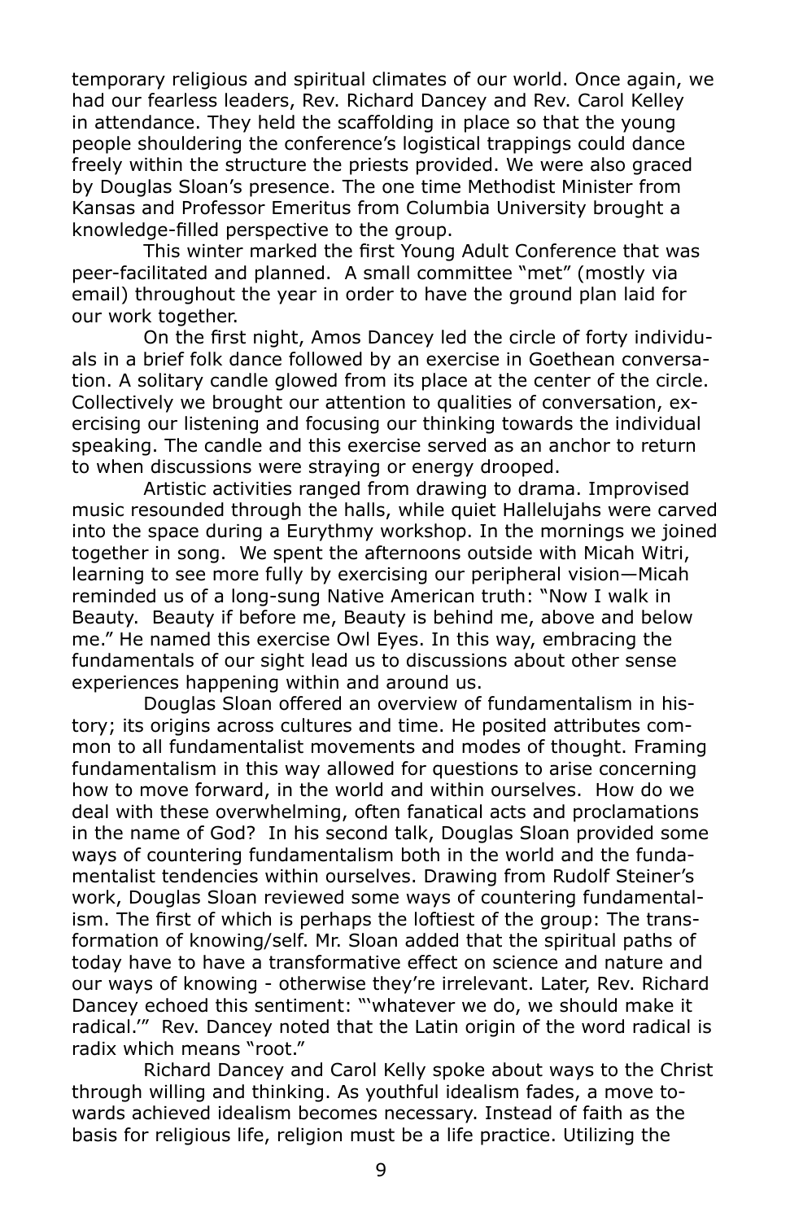temporary religious and spiritual climates of our world. Once again, we had our fearless leaders, Rev. Richard Dancey and Rev. Carol Kelley in attendance. They held the scaffolding in place so that the young people shouldering the conference's logistical trappings could dance freely within the structure the priests provided. We were also graced by Douglas Sloan's presence. The one time Methodist Minister from Kansas and Professor Emeritus from Columbia University brought a knowledge-filled perspective to the group.

This winter marked the first Young Adult Conference that was peer-facilitated and planned. A small committee "met" (mostly via email) throughout the year in order to have the ground plan laid for our work together.

On the first night, Amos Dancey led the circle of forty individuals in a brief folk dance followed by an exercise in Goethean conversation. A solitary candle glowed from its place at the center of the circle. Collectively we brought our attention to qualities of conversation, exercising our listening and focusing our thinking towards the individual speaking. The candle and this exercise served as an anchor to return to when discussions were straying or energy drooped.

Artistic activities ranged from drawing to drama. Improvised music resounded through the halls, while quiet Hallelujahs were carved into the space during a Eurythmy workshop. In the mornings we joined together in song. We spent the afternoons outside with Micah Witri, learning to see more fully by exercising our peripheral vision—Micah reminded us of a long-sung Native American truth: "Now I walk in Beauty. Beauty if before me, Beauty is behind me, above and below me." He named this exercise Owl Eyes. In this way, embracing the fundamentals of our sight lead us to discussions about other sense experiences happening within and around us.

Douglas Sloan offered an overview of fundamentalism in history; its origins across cultures and time. He posited attributes common to all fundamentalist movements and modes of thought. Framing fundamentalism in this way allowed for questions to arise concerning how to move forward, in the world and within ourselves. How do we deal with these overwhelming, often fanatical acts and proclamations in the name of God? In his second talk, Douglas Sloan provided some ways of countering fundamentalism both in the world and the fundamentalist tendencies within ourselves. Drawing from Rudolf Steiner's work, Douglas Sloan reviewed some ways of countering fundamentalism. The first of which is perhaps the loftiest of the group: The transformation of knowing/self. Mr. Sloan added that the spiritual paths of today have to have a transformative effect on science and nature and our ways of knowing - otherwise they're irrelevant. Later, Rev. Richard Dancey echoed this sentiment: "'whatever we do, we should make it radical.'" Rev. Dancey noted that the Latin origin of the word radical is radix which means "root."

Richard Dancey and Carol Kelly spoke about ways to the Christ through willing and thinking. As youthful idealism fades, a move towards achieved idealism becomes necessary. Instead of faith as the basis for religious life, religion must be a life practice. Utilizing the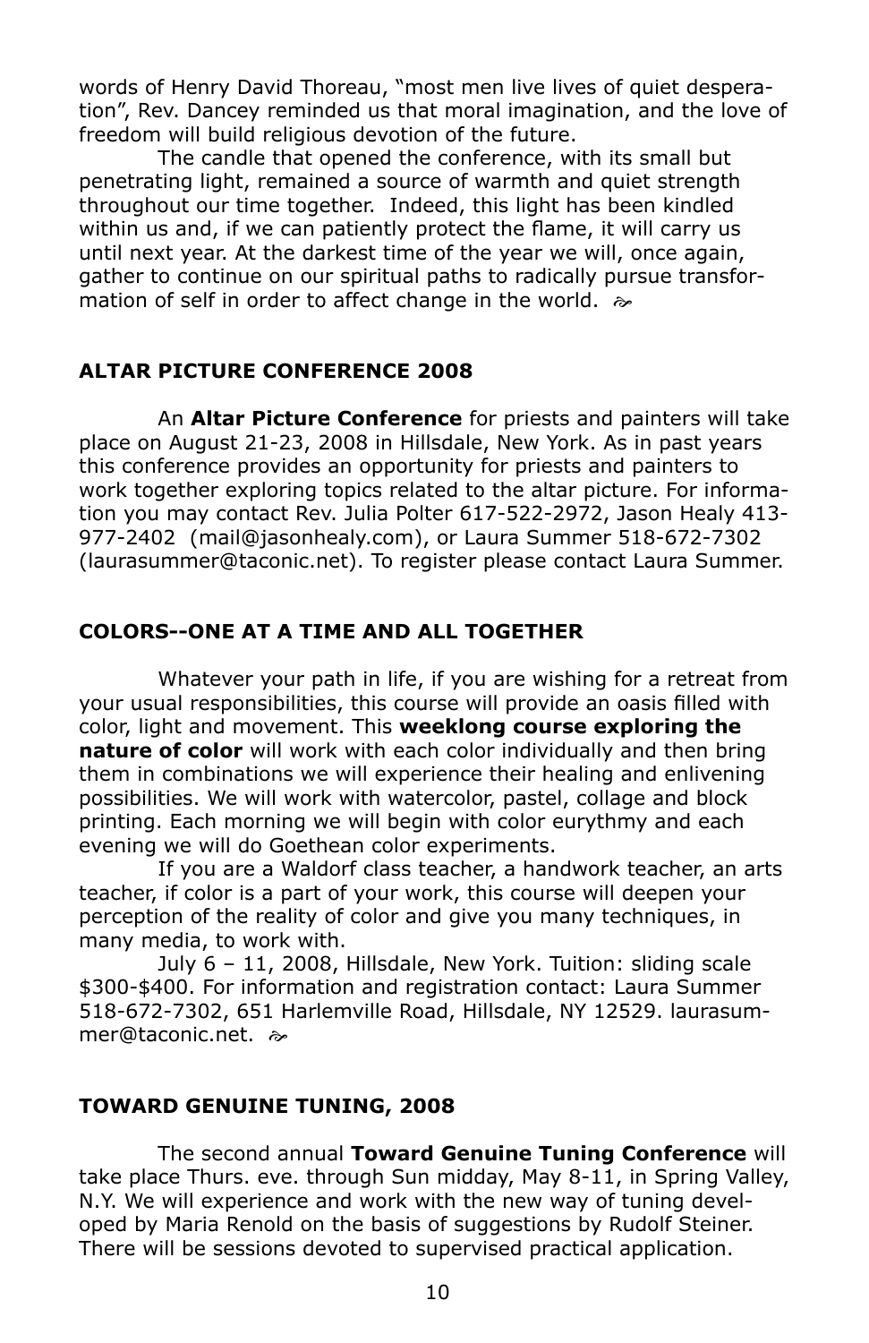words of Henry David Thoreau, "most men live lives of quiet desperation", Rev. Dancey reminded us that moral imagination, and the love of freedom will build religious devotion of the future.

The candle that opened the conference, with its small but penetrating light, remained a source of warmth and quiet strength throughout our time together. Indeed, this light has been kindled within us and, if we can patiently protect the flame, it will carry us until next year. At the darkest time of the year we will, once again, gather to continue on our spiritual paths to radically pursue transformation of self in order to affect change in the world. ☙

## ALTAR PICTURE CONFERENCE 2008

An **Altar Picture Conference** for priests and painters will take place on August 21-23, 2008 in Hillsdale, New York. As in past years this conference provides an opportunity for priests and painters to work together exploring topics related to the altar picture. For information you may contact Rev. Julia Polter 617-522-2972, Jason Healy 413-977-2402 (mail@jasonhealy.com), or Laura Summer 518-672-7302 (laurasummer@taconic.net). To register please contact Laura Summer.

## COLORS--ONE AT A TIME AND ALL TOGETHER

Whatever your path in life, if you are wishing for a retreat from your usual responsibilities, this course will provide an oasis filled with color, light and movement. This **weeklong course exploring the nature of color** will work with each color individually and then bring them in combinations we will experience their healing and enlivening possibilities. We will work with watercolor, pastel, collage and block printing. Each morning we will begin with color eurythmy and each evening we will do Goethean color experiments.

If you are a Waldorf class teacher, a handwork teacher, an arts teacher, if color is a part of your work, this course will deepen your perception of the reality of color and give you many techniques, in many media, to work with.

July 6 – 11, 2008, Hillsdale, New York. Tuition: sliding scale $300-$400. For information and registration contact: Laura Summer 518-672-7302, 651 Harlemville Road, Hillsdale, NY 12529. laurasummer@taconic.net. ☙

## TOWARD GENUINE TUNING, 2008

The second annual **Toward Genuine Tuning Conference** will take place Thurs. eve. through Sun midday, May 8-11, in Spring Valley, N.Y. We will experience and work with the new way of tuning developed by Maria Renold on the basis of suggestions by Rudolf Steiner. There will be sessions devoted to supervised practical application.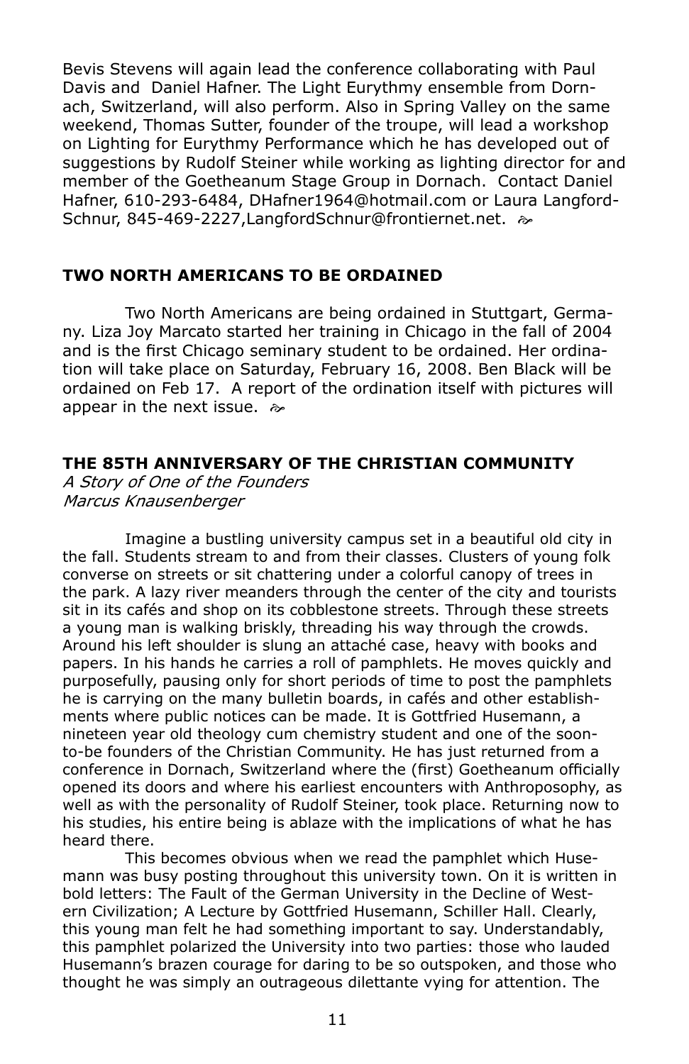Bevis Stevens will again lead the conference collaborating with Paul Davis and Daniel Hafner. The Light Eurythmy ensemble from Dornach, Switzerland, will also perform. Also in Spring Valley on the same weekend, Thomas Sutter, founder of the troupe, will lead a workshop on Lighting for Eurythmy Performance which he has developed out of suggestions by Rudolf Steiner while working as lighting director for and member of the Goetheanum Stage Group in Dornach. Contact Daniel Hafner, 610-293-6484, DHafner1964@hotmail.com or Laura Langford-Schnur, 845-469-2227,LangfordSchnur@frontiernet.net. ~

## TWO NORTH AMERICANS TO BE ORDAINED

Two North Americans are being ordained in Stuttgart, Germany. Liza Joy Marcato started her training in Chicago in the fall of 2004 and is the first Chicago seminary student to be ordained. Her ordination will take place on Saturday, February 16, 2008. Ben Black will be ordained on Feb 17. A report of the ordination itself with pictures will appear in the next issue. ~

## THE 85TH ANNIVERSARY OF THE CHRISTIAN COMMUNITY

*A Story of One of the Founders*
*Marcus Knausenberger*

Imagine a bustling university campus set in a beautiful old city in the fall. Students stream to and from their classes. Clusters of young folk converse on streets or sit chattering under a colorful canopy of trees in the park. A lazy river meanders through the center of the city and tourists sit in its cafés and shop on its cobblestone streets. Through these streets a young man is walking briskly, threading his way through the crowds. Around his left shoulder is slung an attaché case, heavy with books and papers. In his hands he carries a roll of pamphlets. He moves quickly and purposefully, pausing only for short periods of time to post the pamphlets he is carrying on the many bulletin boards, in cafés and other establishments where public notices can be made. It is Gottfried Husemann, a nineteen year old theology cum chemistry student and one of the soon-to-be founders of the Christian Community. He has just returned from a conference in Dornach, Switzerland where the (first) Goetheanum officially opened its doors and where his earliest encounters with Anthroposophy, as well as with the personality of Rudolf Steiner, took place. Returning now to his studies, his entire being is ablaze with the implications of what he has heard there.

This becomes obvious when we read the pamphlet which Husemann was busy posting throughout this university town. On it is written in bold letters: The Fault of the German University in the Decline of Western Civilization; A Lecture by Gottfried Husemann, Schiller Hall. Clearly, this young man felt he had something important to say. Understandably, this pamphlet polarized the University into two parties: those who lauded Husemann's brazen courage for daring to be so outspoken, and those who thought he was simply an outrageous dilettante vying for attention. The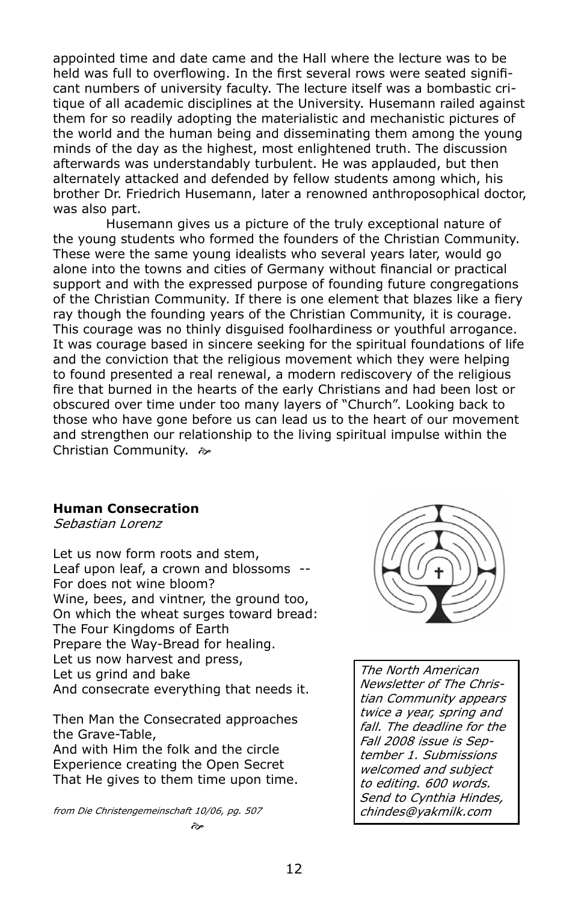appointed time and date came and the Hall where the lecture was to be held was full to overflowing. In the first several rows were seated significant numbers of university faculty. The lecture itself was a bombastic critique of all academic disciplines at the University. Husemann railed against them for so readily adopting the materialistic and mechanistic pictures of the world and the human being and disseminating them among the young minds of the day as the highest, most enlightened truth. The discussion afterwards was understandably turbulent. He was applauded, but then alternately attacked and defended by fellow students among which, his brother Dr. Friedrich Husemann, later a renowned anthroposophical doctor, was also part.

Husemann gives us a picture of the truly exceptional nature of the young students who formed the founders of the Christian Community. These were the same young idealists who several years later, would go alone into the towns and cities of Germany without financial or practical support and with the expressed purpose of founding future congregations of the Christian Community. If there is one element that blazes like a fiery ray though the founding years of the Christian Community, it is courage. This courage was no thinly disguised foolhardiness or youthful arrogance. It was courage based in sincere seeking for the spiritual foundations of life and the conviction that the religious movement which they were helping to found presented a real renewal, a modern rediscovery of the religious fire that burned in the hearts of the early Christians and had been lost or obscured over time under too many layers of "Church". Looking back to those who have gone before us can lead us to the heart of our movement and strengthen our relationship to the living spiritual impulse within the Christian Community. ☙

**Human Consecration**

*Sebastian Lorenz*

Let us now form roots and stem,
Leaf upon leaf, a crown and blossoms --
For does not wine bloom?
Wine, bees, and vintner, the ground too,
On which the wheat surges toward bread:
The Four Kingdoms of Earth
Prepare the Way-Bread for healing.
Let us now harvest and press,
Let us grind and bake
And consecrate everything that needs it.

Then Man the Consecrated approaches the Grave-Table,
And with Him the folk and the circle
Experience creating the Open Secret
That He gives to them time upon time.

*from Die Christengemeinschaft 10/06, pg. 507*

☙

*The North American Newsletter of The Christian Community appears twice a year, spring and fall. The deadline for the Fall 2008 issue is September 1. Submissions welcomed and subject to editing. 600 words. Send to Cynthia Hindes, chindes@yakmilk.com*